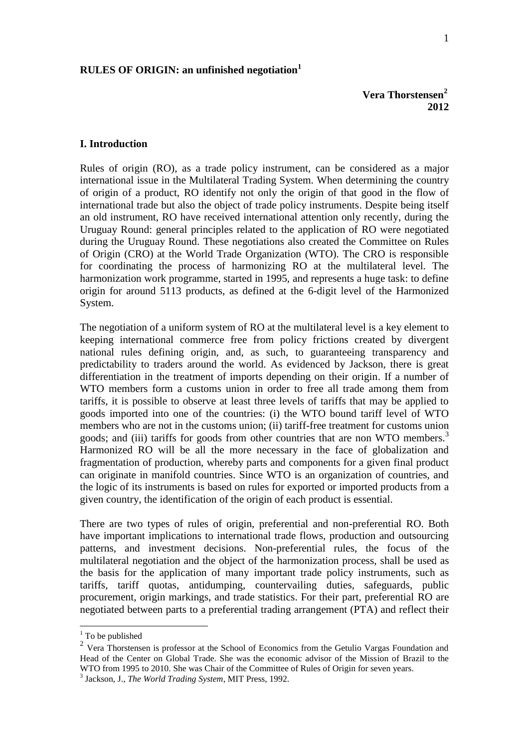# RULES OF ORIGIN: an unfinished negotiation[1]

**Vera Thorstensen[2]**
**2012**

## I. Introduction

Rules of origin (RO), as a trade policy instrument, can be considered as a major international issue in the Multilateral Trading System. When determining the country of origin of a product, RO identify not only the origin of that good in the flow of international trade but also the object of trade policy instruments. Despite being itself an old instrument, RO have received international attention only recently, during the Uruguay Round: general principles related to the application of RO were negotiated during the Uruguay Round. These negotiations also created the Committee on Rules of Origin (CRO) at the World Trade Organization (WTO). The CRO is responsible for coordinating the process of harmonizing RO at the multilateral level. The harmonization work programme, started in 1995, and represents a huge task: to define origin for around 5113 products, as defined at the 6-digit level of the Harmonized System.

The negotiation of a uniform system of RO at the multilateral level is a key element to keeping international commerce free from policy frictions created by divergent national rules defining origin, and, as such, to guaranteeing transparency and predictability to traders around the world. As evidenced by Jackson, there is great differentiation in the treatment of imports depending on their origin. If a number of WTO members form a customs union in order to free all trade among them from tariffs, it is possible to observe at least three levels of tariffs that may be applied to goods imported into one of the countries: (i) the WTO bound tariff level of WTO members who are not in the customs union; (ii) tariff-free treatment for customs union goods; and (iii) tariffs for goods from other countries that are non WTO members.[3] Harmonized RO will be all the more necessary in the face of globalization and fragmentation of production, whereby parts and components for a given final product can originate in manifold countries. Since WTO is an organization of countries, and the logic of its instruments is based on rules for exported or imported products from a given country, the identification of the origin of each product is essential.

There are two types of rules of origin, preferential and non-preferential RO. Both have important implications to international trade flows, production and outsourcing patterns, and investment decisions. Non-preferential rules, the focus of the multilateral negotiation and the object of the harmonization process, shall be used as the basis for the application of many important trade policy instruments, such as tariffs, tariff quotas, antidumping, countervailing duties, safeguards, public procurement, origin markings, and trade statistics. For their part, preferential RO are negotiated between parts to a preferential trading arrangement (PTA) and reflect their

---

[1] To be published

[2] Vera Thorstensen is professor at the School of Economics from the Getulio Vargas Foundation and Head of the Center on Global Trade. She was the economic advisor of the Mission of Brazil to the WTO from 1995 to 2010. She was Chair of the Committee of Rules of Origin for seven years.

[3] Jackson, J., *The World Trading System*, MIT Press, 1992.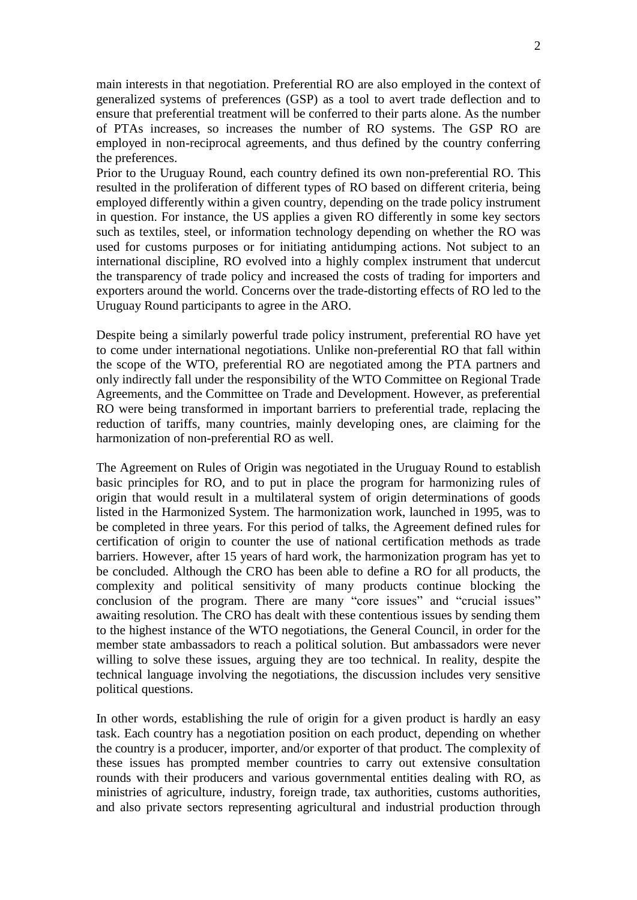main interests in that negotiation. Preferential RO are also employed in the context of generalized systems of preferences (GSP) as a tool to avert trade deflection and to ensure that preferential treatment will be conferred to their parts alone. As the number of PTAs increases, so increases the number of RO systems. The GSP RO are employed in non-reciprocal agreements, and thus defined by the country conferring the preferences.

Prior to the Uruguay Round, each country defined its own non-preferential RO. This resulted in the proliferation of different types of RO based on different criteria, being employed differently within a given country, depending on the trade policy instrument in question. For instance, the US applies a given RO differently in some key sectors such as textiles, steel, or information technology depending on whether the RO was used for customs purposes or for initiating antidumping actions. Not subject to an international discipline, RO evolved into a highly complex instrument that undercut the transparency of trade policy and increased the costs of trading for importers and exporters around the world. Concerns over the trade-distorting effects of RO led to the Uruguay Round participants to agree in the ARO.

Despite being a similarly powerful trade policy instrument, preferential RO have yet to come under international negotiations. Unlike non-preferential RO that fall within the scope of the WTO, preferential RO are negotiated among the PTA partners and only indirectly fall under the responsibility of the WTO Committee on Regional Trade Agreements, and the Committee on Trade and Development. However, as preferential RO were being transformed in important barriers to preferential trade, replacing the reduction of tariffs, many countries, mainly developing ones, are claiming for the harmonization of non-preferential RO as well.

The Agreement on Rules of Origin was negotiated in the Uruguay Round to establish basic principles for RO, and to put in place the program for harmonizing rules of origin that would result in a multilateral system of origin determinations of goods listed in the Harmonized System. The harmonization work, launched in 1995, was to be completed in three years. For this period of talks, the Agreement defined rules for certification of origin to counter the use of national certification methods as trade barriers. However, after 15 years of hard work, the harmonization program has yet to be concluded. Although the CRO has been able to define a RO for all products, the complexity and political sensitivity of many products continue blocking the conclusion of the program. There are many "core issues" and "crucial issues" awaiting resolution. The CRO has dealt with these contentious issues by sending them to the highest instance of the WTO negotiations, the General Council, in order for the member state ambassadors to reach a political solution. But ambassadors were never willing to solve these issues, arguing they are too technical. In reality, despite the technical language involving the negotiations, the discussion includes very sensitive political questions.

In other words, establishing the rule of origin for a given product is hardly an easy task. Each country has a negotiation position on each product, depending on whether the country is a producer, importer, and/or exporter of that product. The complexity of these issues has prompted member countries to carry out extensive consultation rounds with their producers and various governmental entities dealing with RO, as ministries of agriculture, industry, foreign trade, tax authorities, customs authorities, and also private sectors representing agricultural and industrial production through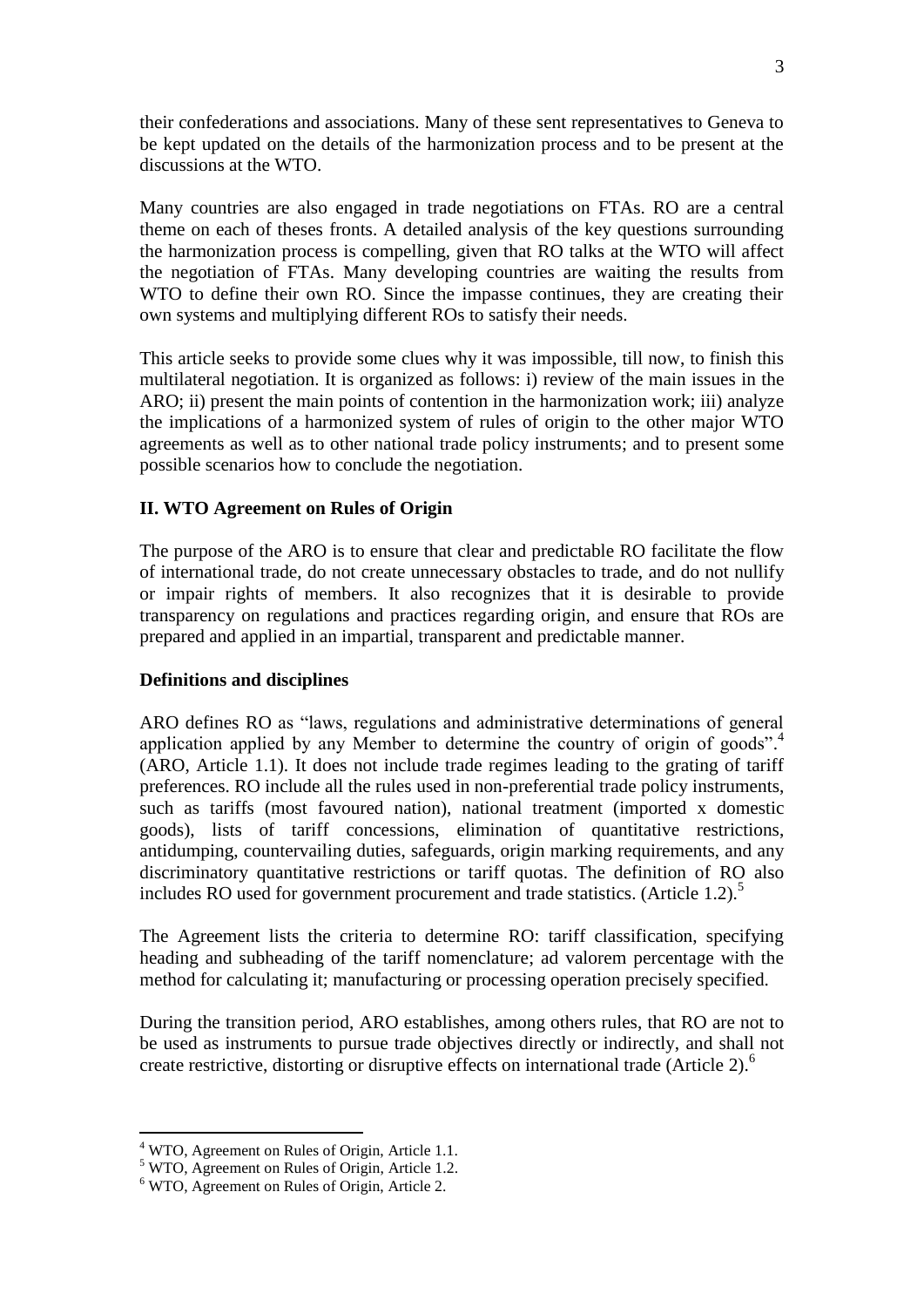their confederations and associations. Many of these sent representatives to Geneva to be kept updated on the details of the harmonization process and to be present at the discussions at the WTO.

Many countries are also engaged in trade negotiations on FTAs. RO are a central theme on each of theses fronts. A detailed analysis of the key questions surrounding the harmonization process is compelling, given that RO talks at the WTO will affect the negotiation of FTAs. Many developing countries are waiting the results from WTO to define their own RO. Since the impasse continues, they are creating their own systems and multiplying different ROs to satisfy their needs.

This article seeks to provide some clues why it was impossible, till now, to finish this multilateral negotiation. It is organized as follows: i) review of the main issues in the ARO; ii) present the main points of contention in the harmonization work; iii) analyze the implications of a harmonized system of rules of origin to the other major WTO agreements as well as to other national trade policy instruments; and to present some possible scenarios how to conclude the negotiation.

## II. WTO Agreement on Rules of Origin

The purpose of the ARO is to ensure that clear and predictable RO facilitate the flow of international trade, do not create unnecessary obstacles to trade, and do not nullify or impair rights of members. It also recognizes that it is desirable to provide transparency on regulations and practices regarding origin, and ensure that ROs are prepared and applied in an impartial, transparent and predictable manner.

### Definitions and disciplines

ARO defines RO as "laws, regulations and administrative determinations of general application applied by any Member to determine the country of origin of goods".[4] (ARO, Article 1.1). It does not include trade regimes leading to the grating of tariff preferences. RO include all the rules used in non-preferential trade policy instruments, such as tariffs (most favoured nation), national treatment (imported x domestic goods), lists of tariff concessions, elimination of quantitative restrictions, antidumping, countervailing duties, safeguards, origin marking requirements, and any discriminatory quantitative restrictions or tariff quotas. The definition of RO also includes RO used for government procurement and trade statistics. (Article 1.2).[5]

The Agreement lists the criteria to determine RO: tariff classification, specifying heading and subheading of the tariff nomenclature; ad valorem percentage with the method for calculating it; manufacturing or processing operation precisely specified.

During the transition period, ARO establishes, among others rules, that RO are not to be used as instruments to pursue trade objectives directly or indirectly, and shall not create restrictive, distorting or disruptive effects on international trade (Article 2).[6]

---

[4] WTO, Agreement on Rules of Origin, Article 1.1.

[5] WTO, Agreement on Rules of Origin, Article 1.2.

[6] WTO, Agreement on Rules of Origin, Article 2.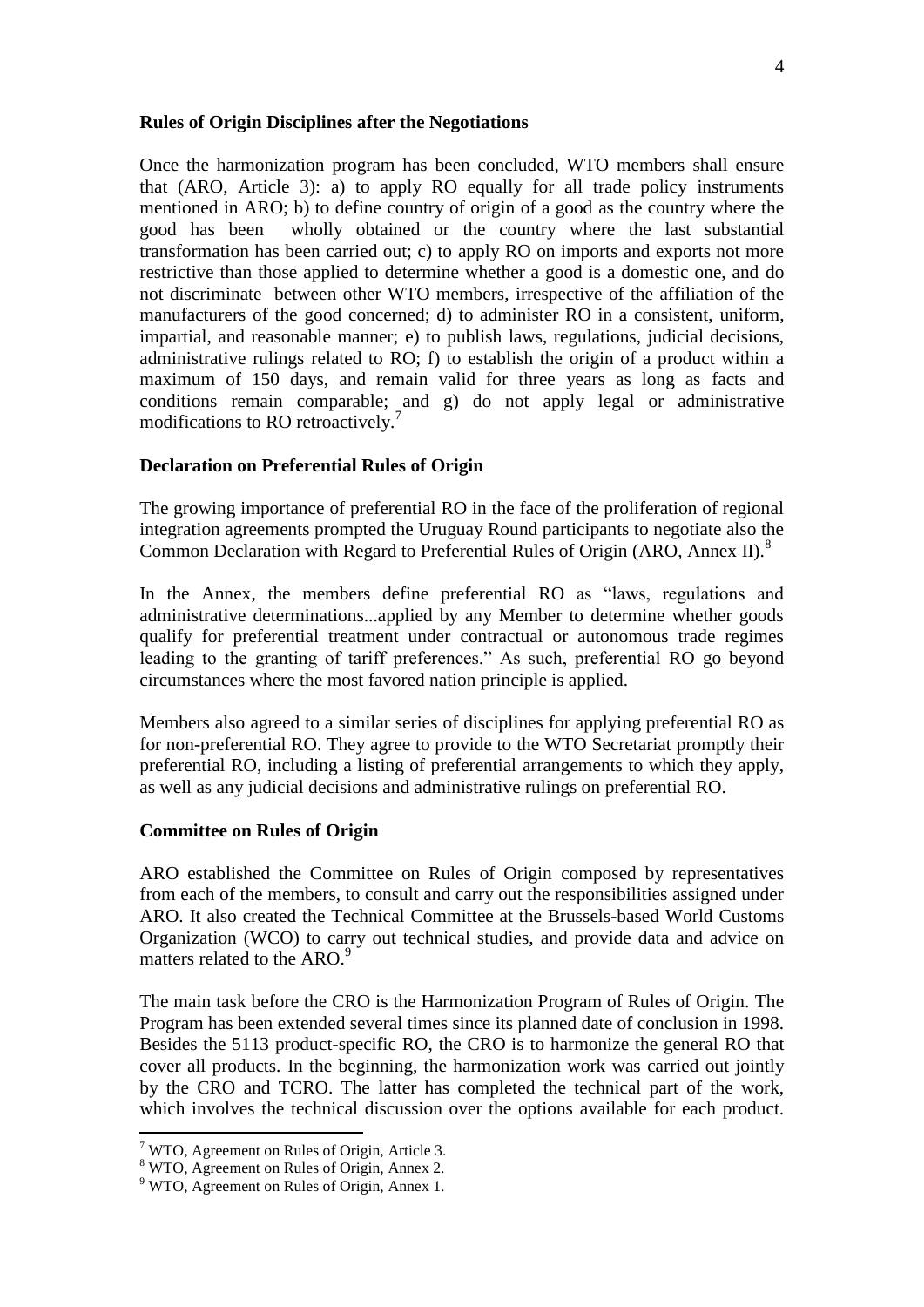**Rules of Origin Disciplines after the Negotiations**

Once the harmonization program has been concluded, WTO members shall ensure that (ARO, Article 3): a) to apply RO equally for all trade policy instruments mentioned in ARO; b) to define country of origin of a good as the country where the good has been wholly obtained or the country where the last substantial transformation has been carried out; c) to apply RO on imports and exports not more restrictive than those applied to determine whether a good is a domestic one, and do not discriminate between other WTO members, irrespective of the affiliation of the manufacturers of the good concerned; d) to administer RO in a consistent, uniform, impartial, and reasonable manner; e) to publish laws, regulations, judicial decisions, administrative rulings related to RO; f) to establish the origin of a product within a maximum of 150 days, and remain valid for three years as long as facts and conditions remain comparable; and g) do not apply legal or administrative modifications to RO retroactively.[7]

**Declaration on Preferential Rules of Origin**

The growing importance of preferential RO in the face of the proliferation of regional integration agreements prompted the Uruguay Round participants to negotiate also the Common Declaration with Regard to Preferential Rules of Origin (ARO, Annex II).[8]

In the Annex, the members define preferential RO as "laws, regulations and administrative determinations...applied by any Member to determine whether goods qualify for preferential treatment under contractual or autonomous trade regimes leading to the granting of tariff preferences." As such, preferential RO go beyond circumstances where the most favored nation principle is applied.

Members also agreed to a similar series of disciplines for applying preferential RO as for non-preferential RO. They agree to provide to the WTO Secretariat promptly their preferential RO, including a listing of preferential arrangements to which they apply, as well as any judicial decisions and administrative rulings on preferential RO.

**Committee on Rules of Origin**

ARO established the Committee on Rules of Origin composed by representatives from each of the members, to consult and carry out the responsibilities assigned under ARO. It also created the Technical Committee at the Brussels-based World Customs Organization (WCO) to carry out technical studies, and provide data and advice on matters related to the ARO.[9]

The main task before the CRO is the Harmonization Program of Rules of Origin. The Program has been extended several times since its planned date of conclusion in 1998. Besides the 5113 product-specific RO, the CRO is to harmonize the general RO that cover all products. In the beginning, the harmonization work was carried out jointly by the CRO and TCRO. The latter has completed the technical part of the work, which involves the technical discussion over the options available for each product.

---

[7] WTO, Agreement on Rules of Origin, Article 3.

[8] WTO, Agreement on Rules of Origin, Annex 2.

[9] WTO, Agreement on Rules of Origin, Annex 1.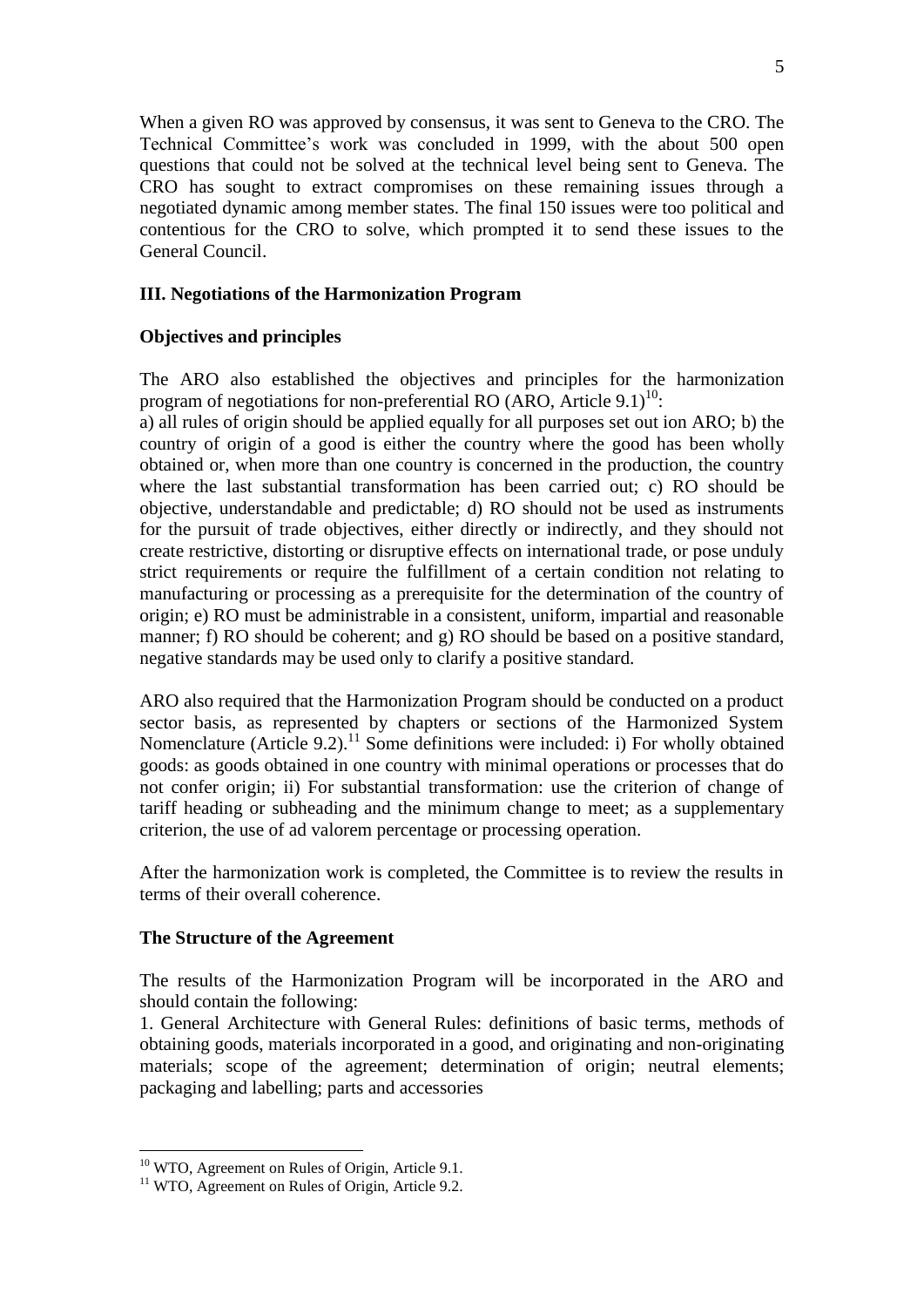When a given RO was approved by consensus, it was sent to Geneva to the CRO. The Technical Committee's work was concluded in 1999, with the about 500 open questions that could not be solved at the technical level being sent to Geneva. The CRO has sought to extract compromises on these remaining issues through a negotiated dynamic among member states. The final 150 issues were too political and contentious for the CRO to solve, which prompted it to send these issues to the General Council.

## III. Negotiations of the Harmonization Program

### Objectives and principles

The ARO also established the objectives and principles for the harmonization program of negotiations for non-preferential RO (ARO, Article 9.1)[10]:
a) all rules of origin should be applied equally for all purposes set out ion ARO; b) the country of origin of a good is either the country where the good has been wholly obtained or, when more than one country is concerned in the production, the country where the last substantial transformation has been carried out; c) RO should be objective, understandable and predictable; d) RO should not be used as instruments for the pursuit of trade objectives, either directly or indirectly, and they should not create restrictive, distorting or disruptive effects on international trade, or pose unduly strict requirements or require the fulfillment of a certain condition not relating to manufacturing or processing as a prerequisite for the determination of the country of origin; e) RO must be administrable in a consistent, uniform, impartial and reasonable manner; f) RO should be coherent; and g) RO should be based on a positive standard, negative standards may be used only to clarify a positive standard.

ARO also required that the Harmonization Program should be conducted on a product sector basis, as represented by chapters or sections of the Harmonized System Nomenclature (Article 9.2).[11] Some definitions were included: i) For wholly obtained goods: as goods obtained in one country with minimal operations or processes that do not confer origin; ii) For substantial transformation: use the criterion of change of tariff heading or subheading and the minimum change to meet; as a supplementary criterion, the use of ad valorem percentage or processing operation.

After the harmonization work is completed, the Committee is to review the results in terms of their overall coherence.

### The Structure of the Agreement

The results of the Harmonization Program will be incorporated in the ARO and should contain the following:
1. General Architecture with General Rules: definitions of basic terms, methods of obtaining goods, materials incorporated in a good, and originating and non-originating materials; scope of the agreement; determination of origin; neutral elements; packaging and labelling; parts and accessories

[10] WTO, Agreement on Rules of Origin, Article 9.1.
[11] WTO, Agreement on Rules of Origin, Article 9.2.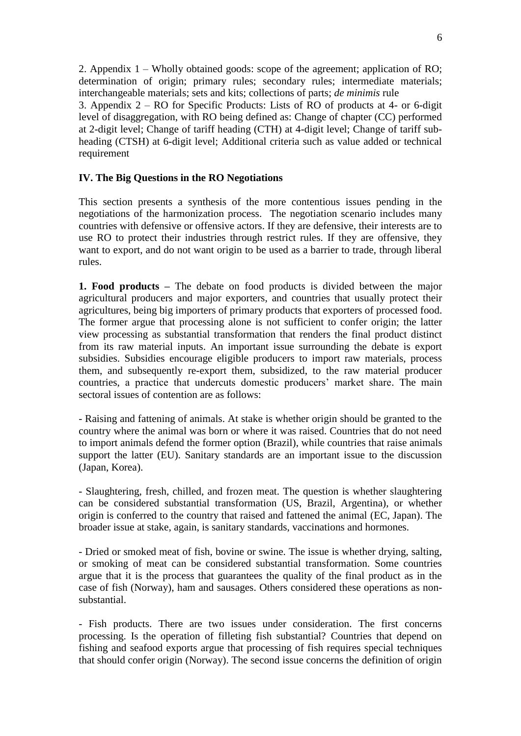2. Appendix 1 – Wholly obtained goods: scope of the agreement; application of RO; determination of origin; primary rules; secondary rules; intermediate materials; interchangeable materials; sets and kits; collections of parts; *de minimis* rule

3. Appendix 2 – RO for Specific Products: Lists of RO of products at 4- or 6-digit level of disaggregation, with RO being defined as: Change of chapter (CC) performed at 2-digit level; Change of tariff heading (CTH) at 4-digit level; Change of tariff sub-heading (CTSH) at 6-digit level; Additional criteria such as value added or technical requirement

## IV. The Big Questions in the RO Negotiations

This section presents a synthesis of the more contentious issues pending in the negotiations of the harmonization process. The negotiation scenario includes many countries with defensive or offensive actors. If they are defensive, their interests are to use RO to protect their industries through restrict rules. If they are offensive, they want to export, and do not want origin to be used as a barrier to trade, through liberal rules.

**1. Food products –** The debate on food products is divided between the major agricultural producers and major exporters, and countries that usually protect their agricultures, being big importers of primary products that exporters of processed food. The former argue that processing alone is not sufficient to confer origin; the latter view processing as substantial transformation that renders the final product distinct from its raw material inputs. An important issue surrounding the debate is export subsidies. Subsidies encourage eligible producers to import raw materials, process them, and subsequently re-export them, subsidized, to the raw material producer countries, a practice that undercuts domestic producers' market share. The main sectoral issues of contention are as follows:

- Raising and fattening of animals. At stake is whether origin should be granted to the country where the animal was born or where it was raised. Countries that do not need to import animals defend the former option (Brazil), while countries that raise animals support the latter (EU). Sanitary standards are an important issue to the discussion (Japan, Korea).

- Slaughtering, fresh, chilled, and frozen meat. The question is whether slaughtering can be considered substantial transformation (US, Brazil, Argentina), or whether origin is conferred to the country that raised and fattened the animal (EC, Japan). The broader issue at stake, again, is sanitary standards, vaccinations and hormones.

- Dried or smoked meat of fish, bovine or swine. The issue is whether drying, salting, or smoking of meat can be considered substantial transformation. Some countries argue that it is the process that guarantees the quality of the final product as in the case of fish (Norway), ham and sausages. Others considered these operations as non-substantial.

- Fish products. There are two issues under consideration. The first concerns processing. Is the operation of filleting fish substantial? Countries that depend on fishing and seafood exports argue that processing of fish requires special techniques that should confer origin (Norway). The second issue concerns the definition of origin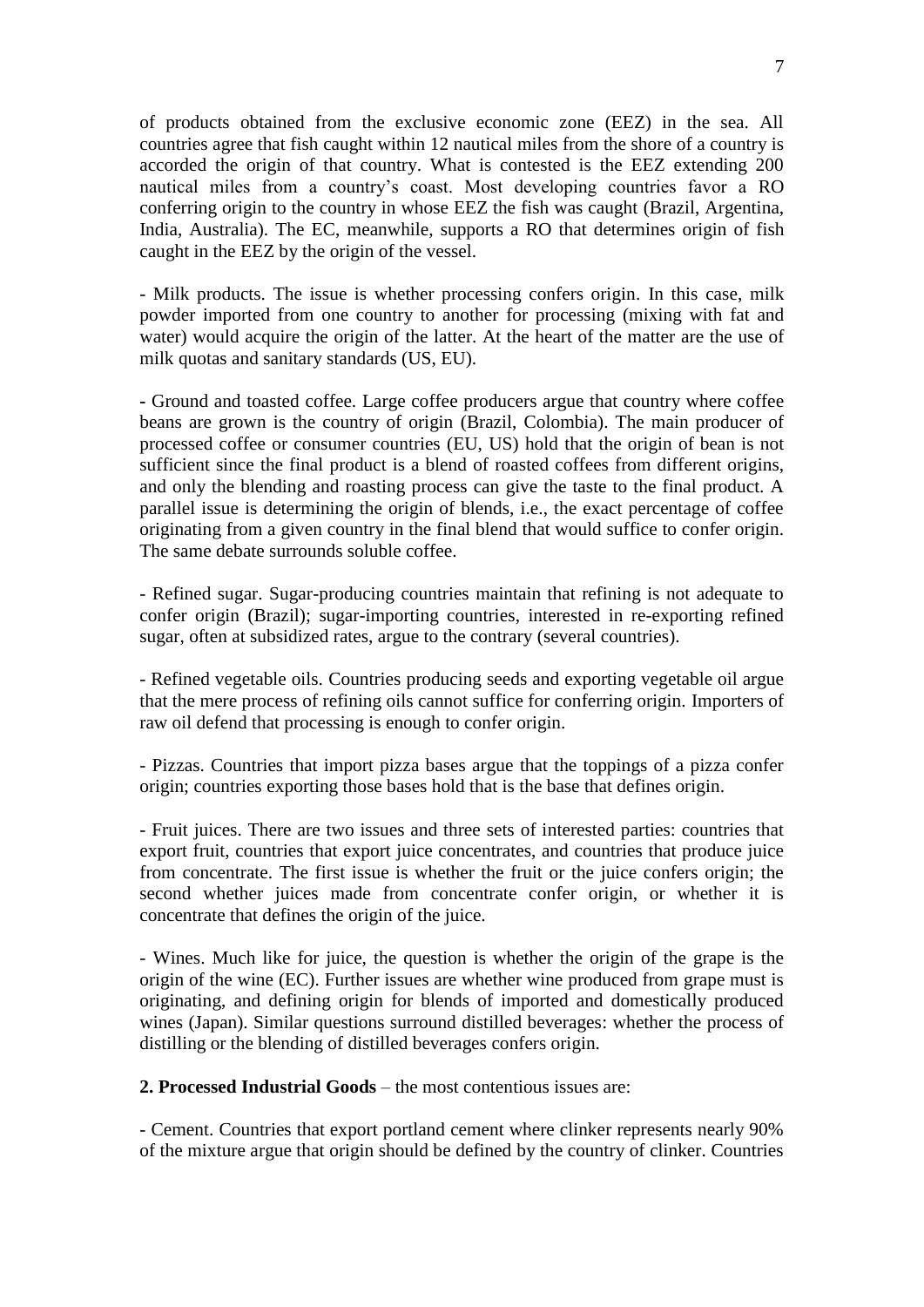of products obtained from the exclusive economic zone (EEZ) in the sea. All countries agree that fish caught within 12 nautical miles from the shore of a country is accorded the origin of that country. What is contested is the EEZ extending 200 nautical miles from a country's coast. Most developing countries favor a RO conferring origin to the country in whose EEZ the fish was caught (Brazil, Argentina, India, Australia). The EC, meanwhile, supports a RO that determines origin of fish caught in the EEZ by the origin of the vessel.

- Milk products. The issue is whether processing confers origin. In this case, milk powder imported from one country to another for processing (mixing with fat and water) would acquire the origin of the latter. At the heart of the matter are the use of milk quotas and sanitary standards (US, EU).

- Ground and toasted coffee. Large coffee producers argue that country where coffee beans are grown is the country of origin (Brazil, Colombia). The main producer of processed coffee or consumer countries (EU, US) hold that the origin of bean is not sufficient since the final product is a blend of roasted coffees from different origins, and only the blending and roasting process can give the taste to the final product. A parallel issue is determining the origin of blends, i.e., the exact percentage of coffee originating from a given country in the final blend that would suffice to confer origin. The same debate surrounds soluble coffee.

- Refined sugar. Sugar-producing countries maintain that refining is not adequate to confer origin (Brazil); sugar-importing countries, interested in re-exporting refined sugar, often at subsidized rates, argue to the contrary (several countries).

- Refined vegetable oils. Countries producing seeds and exporting vegetable oil argue that the mere process of refining oils cannot suffice for conferring origin. Importers of raw oil defend that processing is enough to confer origin.

- Pizzas. Countries that import pizza bases argue that the toppings of a pizza confer origin; countries exporting those bases hold that is the base that defines origin.

- Fruit juices. There are two issues and three sets of interested parties: countries that export fruit, countries that export juice concentrates, and countries that produce juice from concentrate. The first issue is whether the fruit or the juice confers origin; the second whether juices made from concentrate confer origin, or whether it is concentrate that defines the origin of the juice.

- Wines. Much like for juice, the question is whether the origin of the grape is the origin of the wine (EC). Further issues are whether wine produced from grape must is originating, and defining origin for blends of imported and domestically produced wines (Japan). Similar questions surround distilled beverages: whether the process of distilling or the blending of distilled beverages confers origin.

**2. Processed Industrial Goods** – the most contentious issues are:

- Cement. Countries that export portland cement where clinker represents nearly 90% of the mixture argue that origin should be defined by the country of clinker. Countries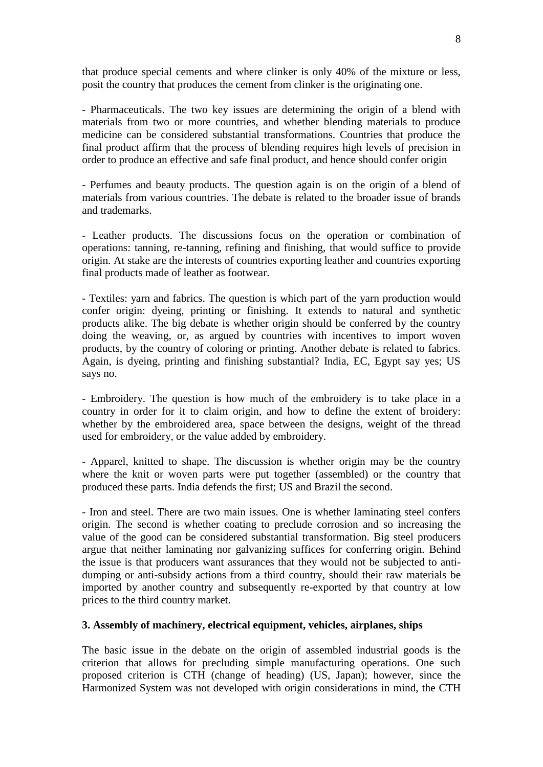that produce special cements and where clinker is only 40% of the mixture or less, posit the country that produces the cement from clinker is the originating one.

- Pharmaceuticals. The two key issues are determining the origin of a blend with materials from two or more countries, and whether blending materials to produce medicine can be considered substantial transformations. Countries that produce the final product affirm that the process of blending requires high levels of precision in order to produce an effective and safe final product, and hence should confer origin

- Perfumes and beauty products. The question again is on the origin of a blend of materials from various countries. The debate is related to the broader issue of brands and trademarks.

- Leather products. The discussions focus on the operation or combination of operations: tanning, re-tanning, refining and finishing, that would suffice to provide origin. At stake are the interests of countries exporting leather and countries exporting final products made of leather as footwear.

- Textiles: yarn and fabrics. The question is which part of the yarn production would confer origin: dyeing, printing or finishing. It extends to natural and synthetic products alike. The big debate is whether origin should be conferred by the country doing the weaving, or, as argued by countries with incentives to import woven products, by the country of coloring or printing. Another debate is related to fabrics. Again, is dyeing, printing and finishing substantial? India, EC, Egypt say yes; US says no.

- Embroidery. The question is how much of the embroidery is to take place in a country in order for it to claim origin, and how to define the extent of broidery: whether by the embroidered area, space between the designs, weight of the thread used for embroidery, or the value added by embroidery.

- Apparel, knitted to shape. The discussion is whether origin may be the country where the knit or woven parts were put together (assembled) or the country that produced these parts. India defends the first; US and Brazil the second.

- Iron and steel. There are two main issues. One is whether laminating steel confers origin. The second is whether coating to preclude corrosion and so increasing the value of the good can be considered substantial transformation. Big steel producers argue that neither laminating nor galvanizing suffices for conferring origin. Behind the issue is that producers want assurances that they would not be subjected to anti-dumping or anti-subsidy actions from a third country, should their raw materials be imported by another country and subsequently re-exported by that country at low prices to the third country market.

**3. Assembly of machinery, electrical equipment, vehicles, airplanes, ships**

The basic issue in the debate on the origin of assembled industrial goods is the criterion that allows for precluding simple manufacturing operations. One such proposed criterion is CTH (change of heading) (US, Japan); however, since the Harmonized System was not developed with origin considerations in mind, the CTH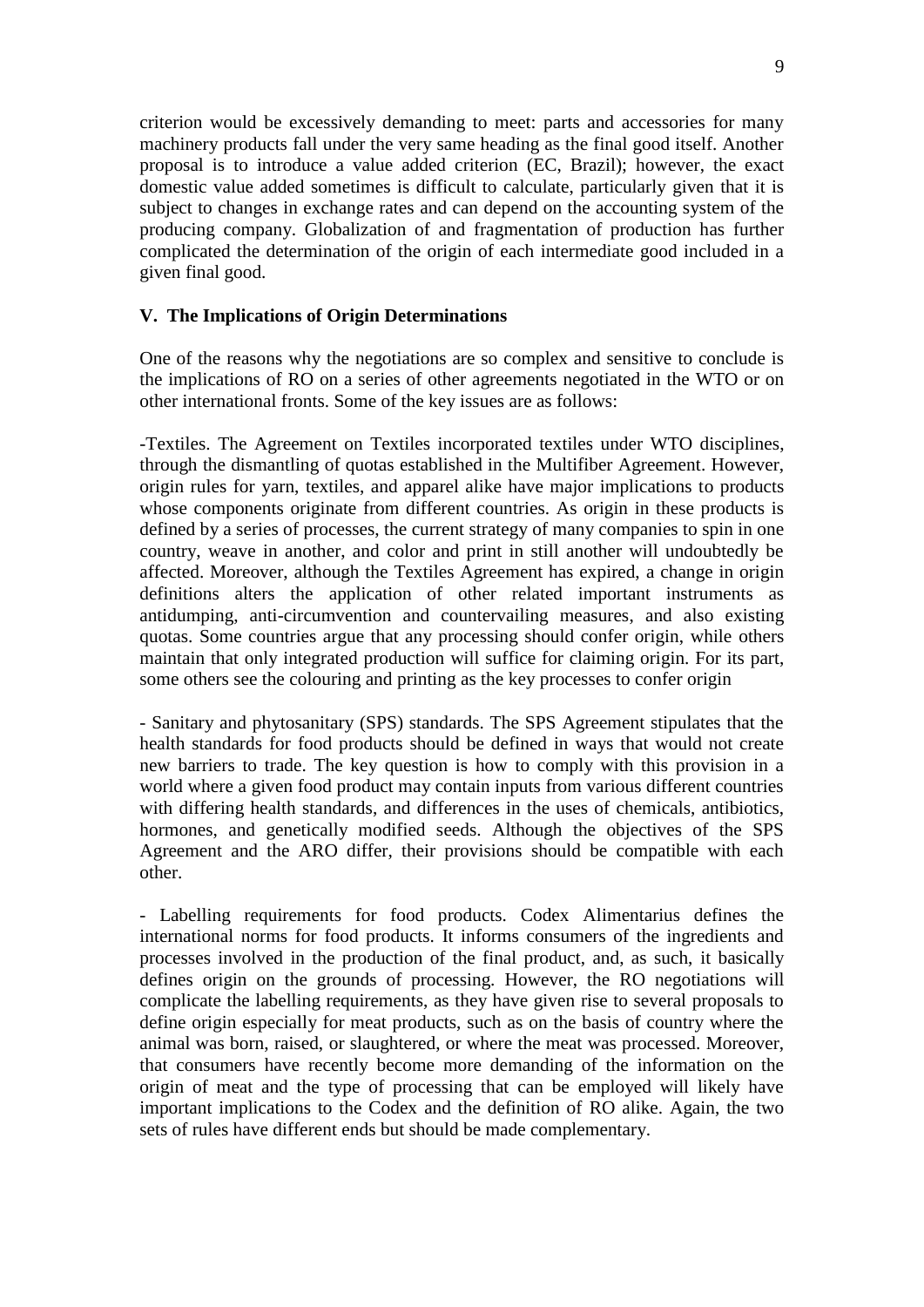criterion would be excessively demanding to meet: parts and accessories for many machinery products fall under the very same heading as the final good itself. Another proposal is to introduce a value added criterion (EC, Brazil); however, the exact domestic value added sometimes is difficult to calculate, particularly given that it is subject to changes in exchange rates and can depend on the accounting system of the producing company. Globalization of and fragmentation of production has further complicated the determination of the origin of each intermediate good included in a given final good.

## V. The Implications of Origin Determinations

One of the reasons why the negotiations are so complex and sensitive to conclude is the implications of RO on a series of other agreements negotiated in the WTO or on other international fronts. Some of the key issues are as follows:

-Textiles. The Agreement on Textiles incorporated textiles under WTO disciplines, through the dismantling of quotas established in the Multifiber Agreement. However, origin rules for yarn, textiles, and apparel alike have major implications to products whose components originate from different countries. As origin in these products is defined by a series of processes, the current strategy of many companies to spin in one country, weave in another, and color and print in still another will undoubtedly be affected. Moreover, although the Textiles Agreement has expired, a change in origin definitions alters the application of other related important instruments as antidumping, anti-circumvention and countervailing measures, and also existing quotas. Some countries argue that any processing should confer origin, while others maintain that only integrated production will suffice for claiming origin. For its part, some others see the colouring and printing as the key processes to confer origin

- Sanitary and phytosanitary (SPS) standards. The SPS Agreement stipulates that the health standards for food products should be defined in ways that would not create new barriers to trade. The key question is how to comply with this provision in a world where a given food product may contain inputs from various different countries with differing health standards, and differences in the uses of chemicals, antibiotics, hormones, and genetically modified seeds. Although the objectives of the SPS Agreement and the ARO differ, their provisions should be compatible with each other.

- Labelling requirements for food products. Codex Alimentarius defines the international norms for food products. It informs consumers of the ingredients and processes involved in the production of the final product, and, as such, it basically defines origin on the grounds of processing. However, the RO negotiations will complicate the labelling requirements, as they have given rise to several proposals to define origin especially for meat products, such as on the basis of country where the animal was born, raised, or slaughtered, or where the meat was processed. Moreover, that consumers have recently become more demanding of the information on the origin of meat and the type of processing that can be employed will likely have important implications to the Codex and the definition of RO alike. Again, the two sets of rules have different ends but should be made complementary.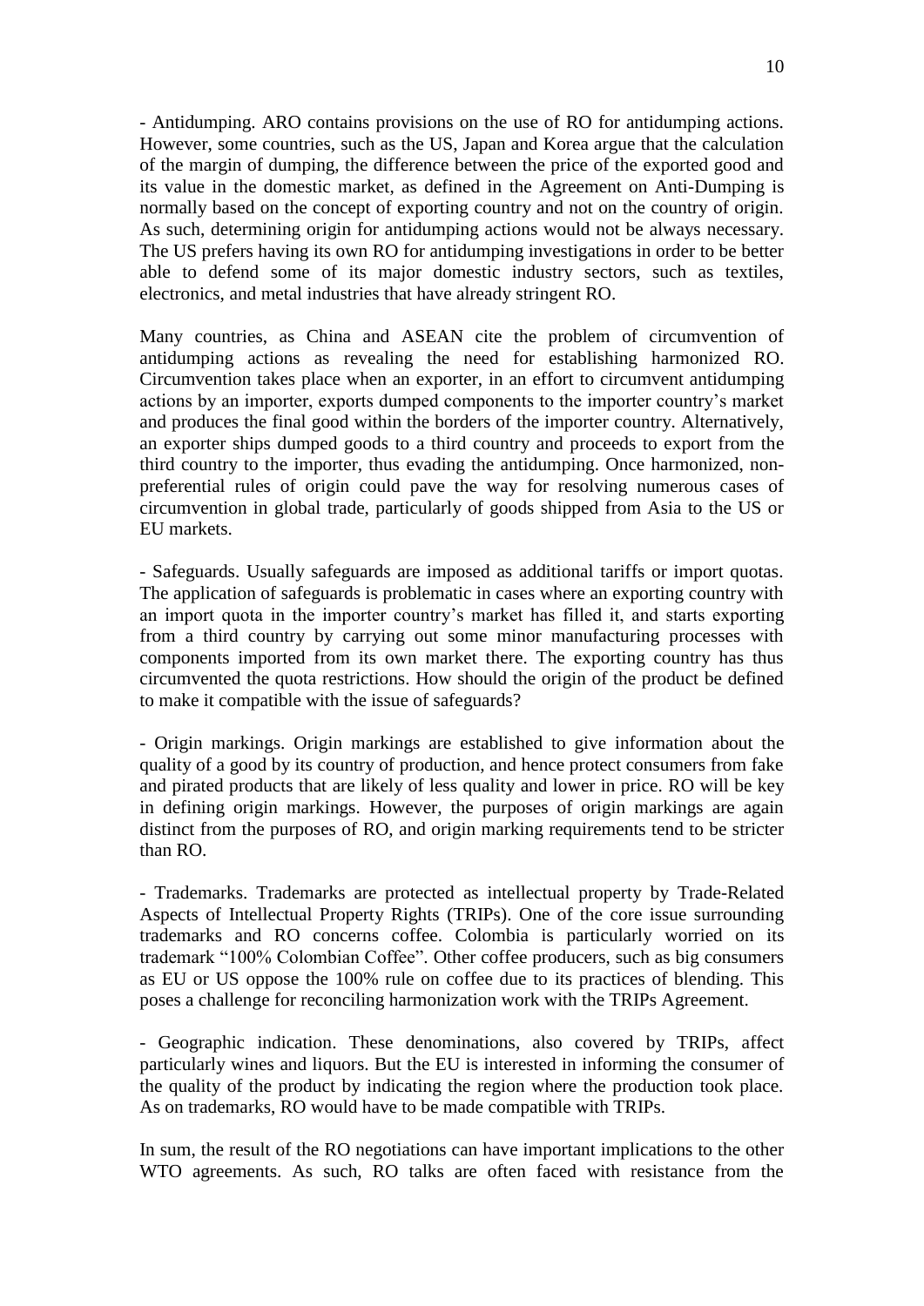- Antidumping. ARO contains provisions on the use of RO for antidumping actions. However, some countries, such as the US, Japan and Korea argue that the calculation of the margin of dumping, the difference between the price of the exported good and its value in the domestic market, as defined in the Agreement on Anti-Dumping is normally based on the concept of exporting country and not on the country of origin. As such, determining origin for antidumping actions would not be always necessary. The US prefers having its own RO for antidumping investigations in order to be better able to defend some of its major domestic industry sectors, such as textiles, electronics, and metal industries that have already stringent RO.

Many countries, as China and ASEAN cite the problem of circumvention of antidumping actions as revealing the need for establishing harmonized RO. Circumvention takes place when an exporter, in an effort to circumvent antidumping actions by an importer, exports dumped components to the importer country's market and produces the final good within the borders of the importer country. Alternatively, an exporter ships dumped goods to a third country and proceeds to export from the third country to the importer, thus evading the antidumping. Once harmonized, non-preferential rules of origin could pave the way for resolving numerous cases of circumvention in global trade, particularly of goods shipped from Asia to the US or EU markets.

- Safeguards. Usually safeguards are imposed as additional tariffs or import quotas. The application of safeguards is problematic in cases where an exporting country with an import quota in the importer country's market has filled it, and starts exporting from a third country by carrying out some minor manufacturing processes with components imported from its own market there. The exporting country has thus circumvented the quota restrictions. How should the origin of the product be defined to make it compatible with the issue of safeguards?

- Origin markings. Origin markings are established to give information about the quality of a good by its country of production, and hence protect consumers from fake and pirated products that are likely of less quality and lower in price. RO will be key in defining origin markings. However, the purposes of origin markings are again distinct from the purposes of RO, and origin marking requirements tend to be stricter than RO.

- Trademarks. Trademarks are protected as intellectual property by Trade-Related Aspects of Intellectual Property Rights (TRIPs). One of the core issue surrounding trademarks and RO concerns coffee. Colombia is particularly worried on its trademark "100% Colombian Coffee". Other coffee producers, such as big consumers as EU or US oppose the 100% rule on coffee due to its practices of blending. This poses a challenge for reconciling harmonization work with the TRIPs Agreement.

- Geographic indication. These denominations, also covered by TRIPs, affect particularly wines and liquors. But the EU is interested in informing the consumer of the quality of the product by indicating the region where the production took place. As on trademarks, RO would have to be made compatible with TRIPs.

In sum, the result of the RO negotiations can have important implications to the other WTO agreements. As such, RO talks are often faced with resistance from the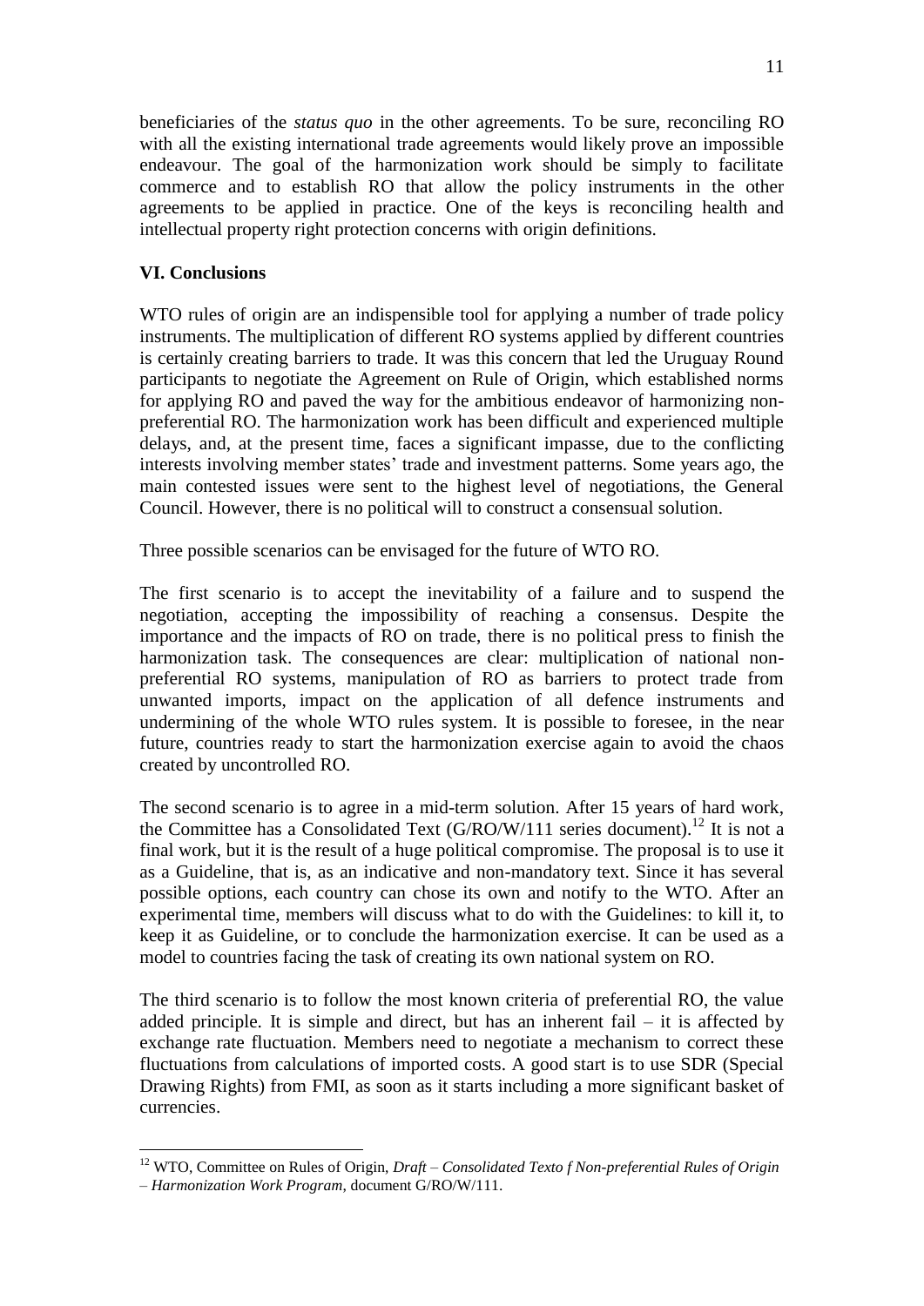beneficiaries of the *status quo* in the other agreements. To be sure, reconciling RO with all the existing international trade agreements would likely prove an impossible endeavour. The goal of the harmonization work should be simply to facilitate commerce and to establish RO that allow the policy instruments in the other agreements to be applied in practice. One of the keys is reconciling health and intellectual property right protection concerns with origin definitions.

## VI. Conclusions

WTO rules of origin are an indispensible tool for applying a number of trade policy instruments. The multiplication of different RO systems applied by different countries is certainly creating barriers to trade. It was this concern that led the Uruguay Round participants to negotiate the Agreement on Rule of Origin, which established norms for applying RO and paved the way for the ambitious endeavor of harmonizing non-preferential RO. The harmonization work has been difficult and experienced multiple delays, and, at the present time, faces a significant impasse, due to the conflicting interests involving member states' trade and investment patterns. Some years ago, the main contested issues were sent to the highest level of negotiations, the General Council. However, there is no political will to construct a consensual solution.

Three possible scenarios can be envisaged for the future of WTO RO.

The first scenario is to accept the inevitability of a failure and to suspend the negotiation, accepting the impossibility of reaching a consensus. Despite the importance and the impacts of RO on trade, there is no political press to finish the harmonization task. The consequences are clear: multiplication of national non-preferential RO systems, manipulation of RO as barriers to protect trade from unwanted imports, impact on the application of all defence instruments and undermining of the whole WTO rules system. It is possible to foresee, in the near future, countries ready to start the harmonization exercise again to avoid the chaos created by uncontrolled RO.

The second scenario is to agree in a mid-term solution. After 15 years of hard work, the Committee has a Consolidated Text (G/RO/W/111 series document).[12] It is not a final work, but it is the result of a huge political compromise. The proposal is to use it as a Guideline, that is, as an indicative and non-mandatory text. Since it has several possible options, each country can chose its own and notify to the WTO. After an experimental time, members will discuss what to do with the Guidelines: to kill it, to keep it as Guideline, or to conclude the harmonization exercise. It can be used as a model to countries facing the task of creating its own national system on RO.

The third scenario is to follow the most known criteria of preferential RO, the value added principle. It is simple and direct, but has an inherent fail – it is affected by exchange rate fluctuation. Members need to negotiate a mechanism to correct these fluctuations from calculations of imported costs. A good start is to use SDR (Special Drawing Rights) from FMI, as soon as it starts including a more significant basket of currencies.

---

[12] WTO, Committee on Rules of Origin, *Draft – Consolidated Texto f Non-preferential Rules of Origin – Harmonization Work Program*, document G/RO/W/111.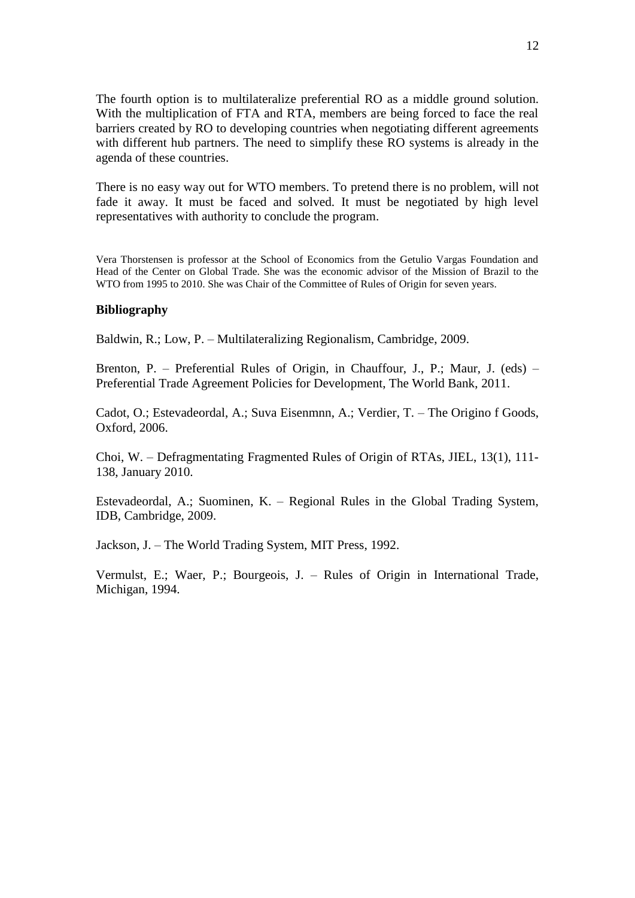The fourth option is to multilateralize preferential RO as a middle ground solution. With the multiplication of FTA and RTA, members are being forced to face the real barriers created by RO to developing countries when negotiating different agreements with different hub partners. The need to simplify these RO systems is already in the agenda of these countries.

There is no easy way out for WTO members. To pretend there is no problem, will not fade it away. It must be faced and solved. It must be negotiated by high level representatives with authority to conclude the program.

Vera Thorstensen is professor at the School of Economics from the Getulio Vargas Foundation and Head of the Center on Global Trade. She was the economic advisor of the Mission of Brazil to the WTO from 1995 to 2010. She was Chair of the Committee of Rules of Origin for seven years.

**Bibliography**

Baldwin, R.; Low, P. – Multilateralizing Regionalism, Cambridge, 2009.

Brenton, P. – Preferential Rules of Origin, in Chauffour, J., P.; Maur, J. (eds) – Preferential Trade Agreement Policies for Development, The World Bank, 2011.

Cadot, O.; Estevadeordal, A.; Suva Eisenmnn, A.; Verdier, T. – The Origino f Goods, Oxford, 2006.

Choi, W. – Defragmentating Fragmented Rules of Origin of RTAs, JIEL, 13(1), 111-138, January 2010.

Estevadeordal, A.; Suominen, K. – Regional Rules in the Global Trading System, IDB, Cambridge, 2009.

Jackson, J. – The World Trading System, MIT Press, 1992.

Vermulst, E.; Waer, P.; Bourgeois, J. – Rules of Origin in International Trade, Michigan, 1994.